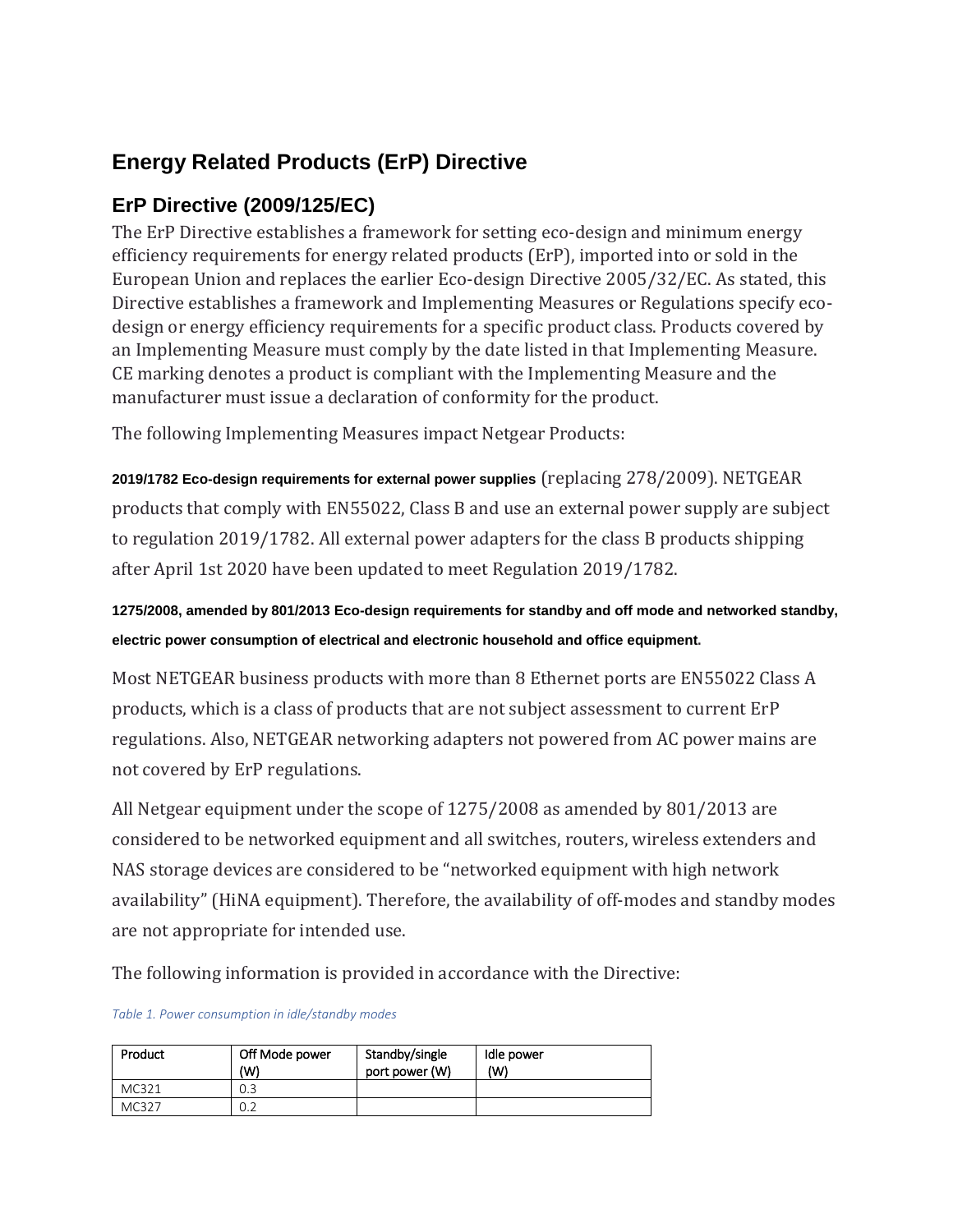# Energy Related Products (ErP) Directive

## ErP Directive (2009/125/EC)

The ErP Directive establishes a framework for setting eco-design and minimum energy efficiency requirements for energy related products (ErP), imported into or sold in the European Union and replaces the earlier Eco-design Directive 2005/32/EC. As stated, this Directive establishes a framework and Implementing Measures or Regulations specify eco-design or energy efficiency requirements for a specific product class. Products covered by an Implementing Measure must comply by the date listed in that Implementing Measure. CE marking denotes a product is compliant with the Implementing Measure and the manufacturer must issue a declaration of conformity for the product.

The following Implementing Measures impact Netgear Products:

**2019/1782 Eco-design requirements for external power supplies** (replacing 278/2009). NETGEAR products that comply with EN55022, Class B and use an external power supply are subject to regulation 2019/1782. All external power adapters for the class B products shipping after April 1st 2020 have been updated to meet Regulation 2019/1782.

**1275/2008, amended by 801/2013 Eco-design requirements for standby and off mode and networked standby, electric power consumption of electrical and electronic household and office equipment.**

Most NETGEAR business products with more than 8 Ethernet ports are EN55022 Class A products, which is a class of products that are not subject assessment to current ErP regulations. Also, NETGEAR networking adapters not powered from AC power mains are not covered by ErP regulations.

All Netgear equipment under the scope of 1275/2008 as amended by 801/2013 are considered to be networked equipment and all switches, routers, wireless extenders and NAS storage devices are considered to be "networked equipment with high network availability" (HiNA equipment). Therefore, the availability of off-modes and standby modes are not appropriate for intended use.

The following information is provided in accordance with the Directive:

*Table 1. Power consumption in idle/standby modes*

| Product | Off Mode power (W) | Standby/single port power (W) | Idle power (W) |
| --- | --- | --- | --- |
| MC321 | 0.3 | | |
| MC327 | 0.2 | | |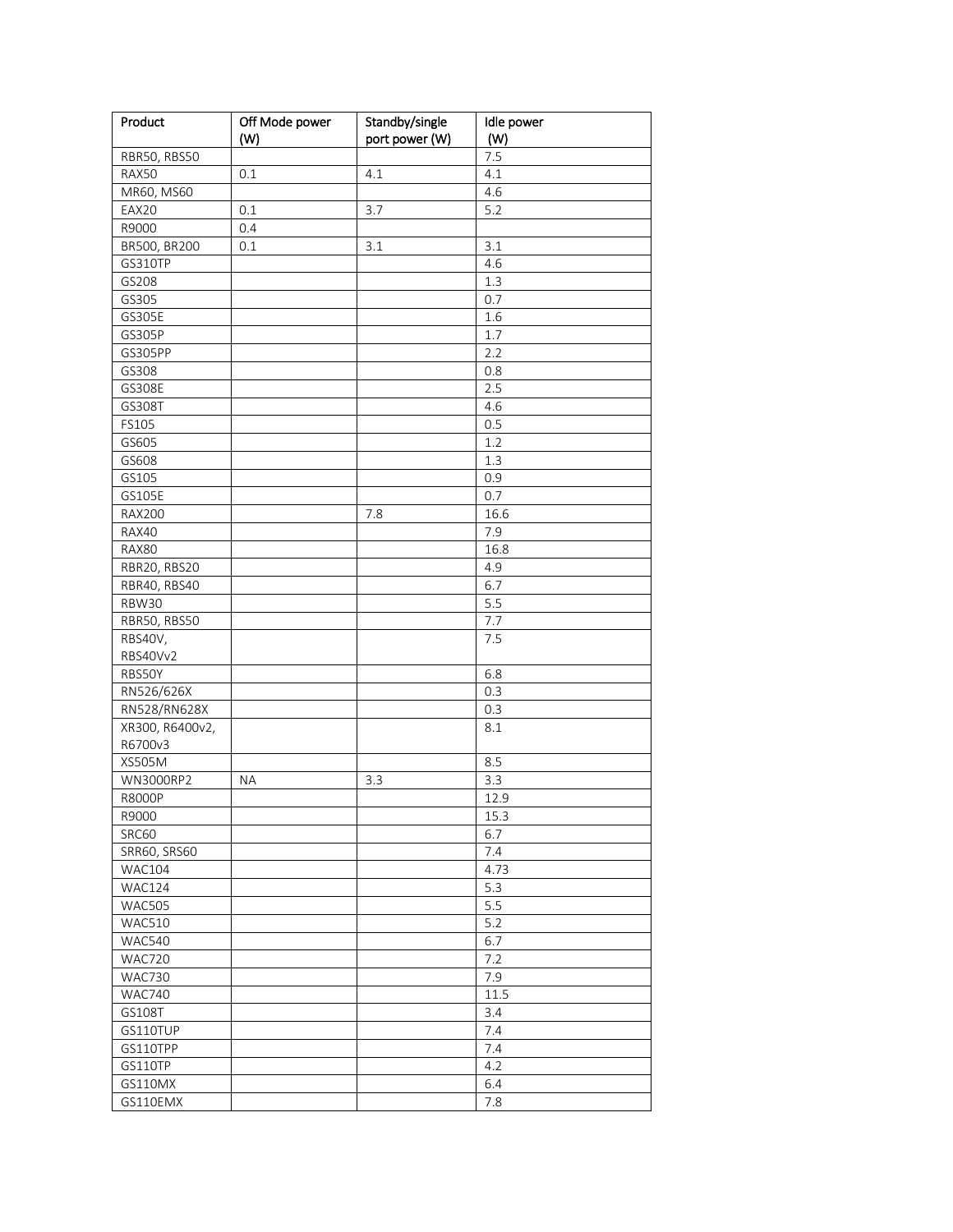| Product | Off Mode power (W) | Standby/single port power (W) | Idle power (W) |
| --- | --- | --- | --- |
| RBR50, RBS50 | | | 7.5 |
| RAX50 | 0.1 | 4.1 | 4.1 |
| MR60, MS60 | | | 4.6 |
| EAX20 | 0.1 | 3.7 | 5.2 |
| R9000 | 0.4 | | |
| BR500, BR200 | 0.1 | 3.1 | 3.1 |
| GS310TP | | | 4.6 |
| GS208 | | | 1.3 |
| GS305 | | | 0.7 |
| GS305E | | | 1.6 |
| GS305P | | | 1.7 |
| GS305PP | | | 2.2 |
| GS308 | | | 0.8 |
| GS308E | | | 2.5 |
| GS308T | | | 4.6 |
| FS105 | | | 0.5 |
| GS605 | | | 1.2 |
| GS608 | | | 1.3 |
| GS105 | | | 0.9 |
| GS105E | | | 0.7 |
| RAX200 | | 7.8 | 16.6 |
| RAX40 | | | 7.9 |
| RAX80 | | | 16.8 |
| RBR20, RBS20 | | | 4.9 |
| RBR40, RBS40 | | | 6.7 |
| RBW30 | | | 5.5 |
| RBR50, RBS50 | | | 7.7 |
| RBS40V, RBS40Vv2 | | | 7.5 |
| RBS50Y | | | 6.8 |
| RN526/626X | | | 0.3 |
| RN528/RN628X | | | 0.3 |
| XR300, R6400v2, R6700v3 | | | 8.1 |
| XS505M | | | 8.5 |
| WN3000RP2 | NA | 3.3 | 3.3 |
| R8000P | | | 12.9 |
| R9000 | | | 15.3 |
| SRC60 | | | 6.7 |
| SRR60, SRS60 | | | 7.4 |
| WAC104 | | | 4.73 |
| WAC124 | | | 5.3 |
| WAC505 | | | 5.5 |
| WAC510 | | | 5.2 |
| WAC540 | | | 6.7 |
| WAC720 | | | 7.2 |
| WAC730 | | | 7.9 |
| WAC740 | | | 11.5 |
| GS108T | | | 3.4 |
| GS110TUP | | | 7.4 |
| GS110TPP | | | 7.4 |
| GS110TP | | | 4.2 |
| GS110MX | | | 6.4 |
| GS110EMX | | | 7.8 |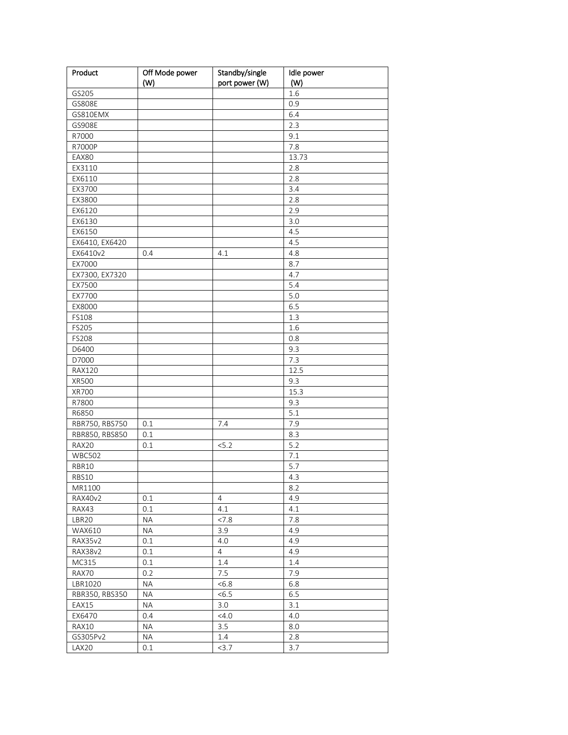| Product | Off Mode power (W) | Standby/single port power (W) | Idle power (W) |
| --- | --- | --- | --- |
| GS205 | | | 1.6 |
| GS808E | | | 0.9 |
| GS810EMX | | | 6.4 |
| GS908E | | | 2.3 |
| R7000 | | | 9.1 |
| R7000P | | | 7.8 |
| EAX80 | | | 13.73 |
| EX3110 | | | 2.8 |
| EX6110 | | | 2.8 |
| EX3700 | | | 3.4 |
| EX3800 | | | 2.8 |
| EX6120 | | | 2.9 |
| EX6130 | | | 3.0 |
| EX6150 | | | 4.5 |
| EX6410, EX6420 | | | 4.5 |
| EX6410v2 | 0.4 | 4.1 | 4.8 |
| EX7000 | | | 8.7 |
| EX7300, EX7320 | | | 4.7 |
| EX7500 | | | 5.4 |
| EX7700 | | | 5.0 |
| EX8000 | | | 6.5 |
| FS108 | | | 1.3 |
| FS205 | | | 1.6 |
| FS208 | | | 0.8 |
| D6400 | | | 9.3 |
| D7000 | | | 7.3 |
| RAX120 | | | 12.5 |
| XR500 | | | 9.3 |
| XR700 | | | 15.3 |
| R7800 | | | 9.3 |
| R6850 | | | 5.1 |
| RBR750, RBS750 | 0.1 | 7.4 | 7.9 |
| RBR850, RBS850 | 0.1 | | 8.3 |
| RAX20 | 0.1 | <5.2 | 5.2 |
| WBC502 | | | 7.1 |
| RBR10 | | | 5.7 |
| RBS10 | | | 4.3 |
| MR1100 | | | 8.2 |
| RAX40v2 | 0.1 | 4 | 4.9 |
| RAX43 | 0.1 | 4.1 | 4.1 |
| LBR20 | NA | <7.8 | 7.8 |
| WAX610 | NA | 3.9 | 4.9 |
| RAX35v2 | 0.1 | 4.0 | 4.9 |
| RAX38v2 | 0.1 | 4 | 4.9 |
| MC315 | 0.1 | 1.4 | 1.4 |
| RAX70 | 0.2 | 7.5 | 7.9 |
| LBR1020 | NA | <6.8 | 6.8 |
| RBR350, RBS350 | NA | <6.5 | 6.5 |
| EAX15 | NA | 3.0 | 3.1 |
| EX6470 | 0.4 | <4.0 | 4.0 |
| RAX10 | NA | 3.5 | 8.0 |
| GS305Pv2 | NA | 1.4 | 2.8 |
| LAX20 | 0.1 | <3.7 | 3.7 |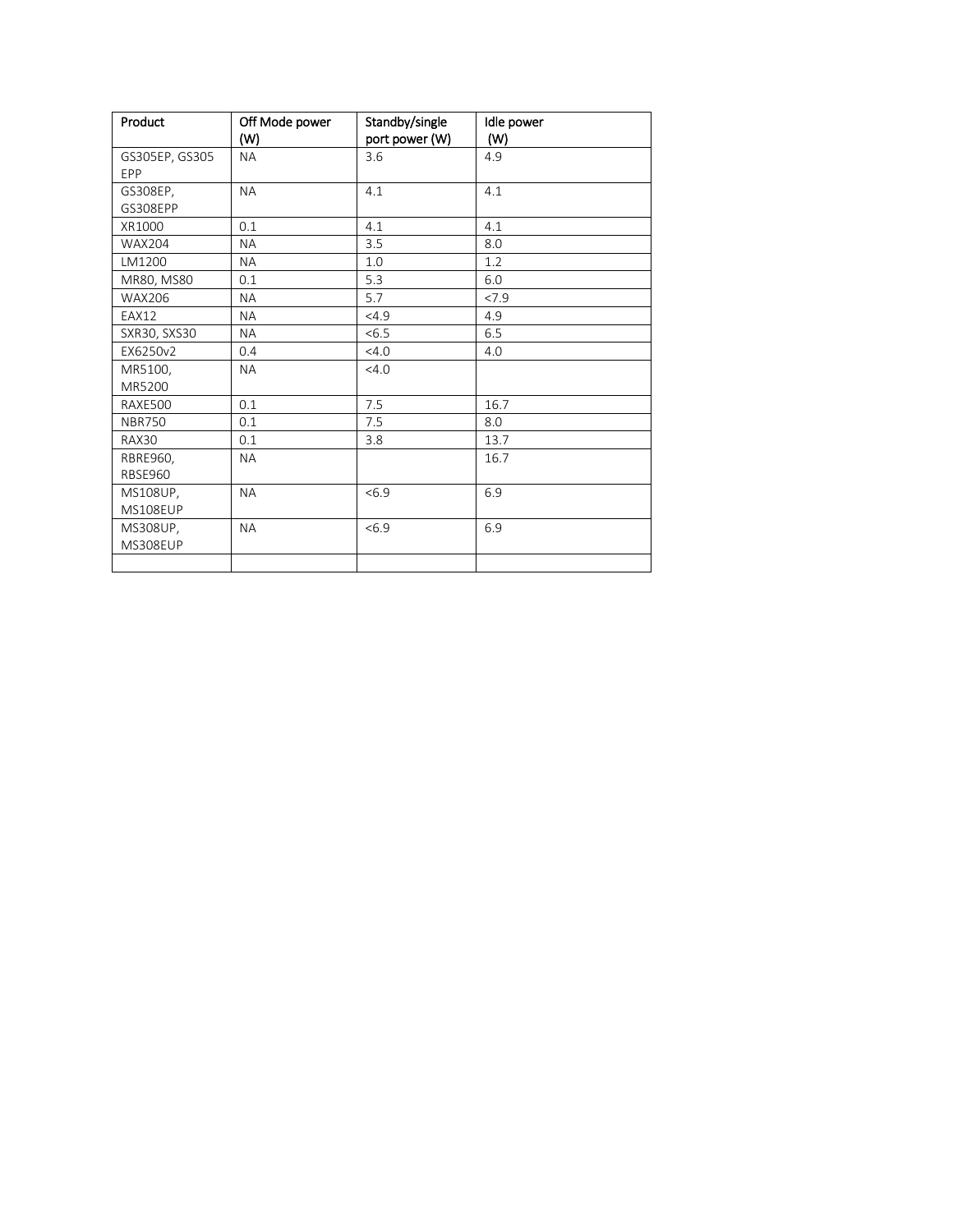| Product | Off Mode power (W) | Standby/single port power (W) | Idle power (W) |
|---|---|---|---|
| GS305EP, GS305 EPP | NA | 3.6 | 4.9 |
| GS308EP, GS308EPP | NA | 4.1 | 4.1 |
| XR1000 | 0.1 | 4.1 | 4.1 |
| WAX204 | NA | 3.5 | 8.0 |
| LM1200 | NA | 1.0 | 1.2 |
| MR80, MS80 | 0.1 | 5.3 | 6.0 |
| WAX206 | NA | 5.7 | <7.9 |
| EAX12 | NA | <4.9 | 4.9 |
| SXR30, SXS30 | NA | <6.5 | 6.5 |
| EX6250v2 | 0.4 | <4.0 | 4.0 |
| MR5100, MR5200 | NA | <4.0 | |
| RAXE500 | 0.1 | 7.5 | 16.7 |
| NBR750 | 0.1 | 7.5 | 8.0 |
| RAX30 | 0.1 | 3.8 | 13.7 |
| RBRE960, RBSE960 | NA | | 16.7 |
| MS108UP, MS108EUP | NA | <6.9 | 6.9 |
| MS308UP, MS308EUP | NA | <6.9 | 6.9 |
| | | | |